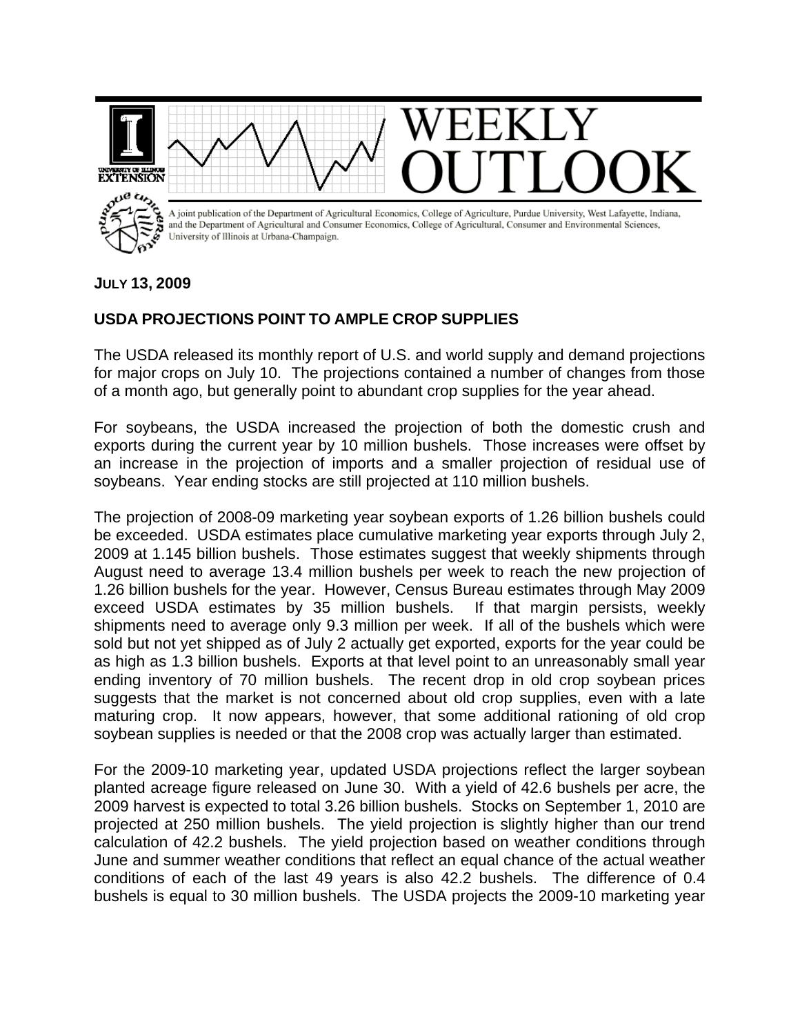# WEEKLY OUTLOOK

A joint publication of the Department of Agricultural Economics, College of Agriculture, Purdue University, West Lafayette, Indiana, and the Department of Agricultural and Consumer Economics, College of Agricultural, Consumer and Environmental Sciences, University of Illinois at Urbana-Champaign.

**JULY 13, 2009**

## USDA PROJECTIONS POINT TO AMPLE CROP SUPPLIES

The USDA released its monthly report of U.S. and world supply and demand projections for major crops on July 10. The projections contained a number of changes from those of a month ago, but generally point to abundant crop supplies for the year ahead.

For soybeans, the USDA increased the projection of both the domestic crush and exports during the current year by 10 million bushels. Those increases were offset by an increase in the projection of imports and a smaller projection of residual use of soybeans. Year ending stocks are still projected at 110 million bushels.

The projection of 2008-09 marketing year soybean exports of 1.26 billion bushels could be exceeded. USDA estimates place cumulative marketing year exports through July 2, 2009 at 1.145 billion bushels. Those estimates suggest that weekly shipments through August need to average 13.4 million bushels per week to reach the new projection of 1.26 billion bushels for the year. However, Census Bureau estimates through May 2009 exceed USDA estimates by 35 million bushels. If that margin persists, weekly shipments need to average only 9.3 million per week. If all of the bushels which were sold but not yet shipped as of July 2 actually get exported, exports for the year could be as high as 1.3 billion bushels. Exports at that level point to an unreasonably small year ending inventory of 70 million bushels. The recent drop in old crop soybean prices suggests that the market is not concerned about old crop supplies, even with a late maturing crop. It now appears, however, that some additional rationing of old crop soybean supplies is needed or that the 2008 crop was actually larger than estimated.

For the 2009-10 marketing year, updated USDA projections reflect the larger soybean planted acreage figure released on June 30. With a yield of 42.6 bushels per acre, the 2009 harvest is expected to total 3.26 billion bushels. Stocks on September 1, 2010 are projected at 250 million bushels. The yield projection is slightly higher than our trend calculation of 42.2 bushels. The yield projection based on weather conditions through June and summer weather conditions that reflect an equal chance of the actual weather conditions of each of the last 49 years is also 42.2 bushels. The difference of 0.4 bushels is equal to 30 million bushels. The USDA projects the 2009-10 marketing year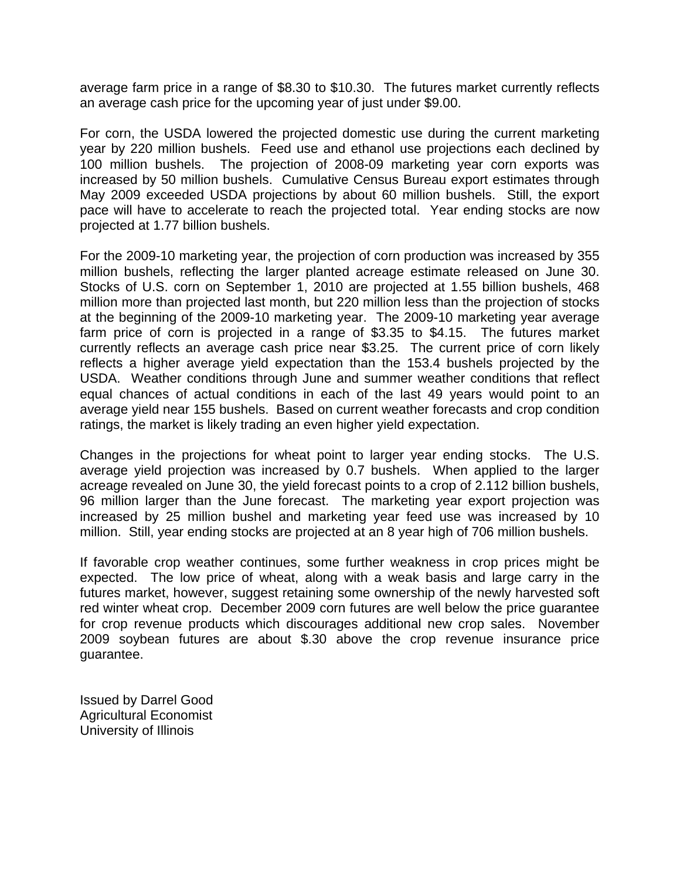average farm price in a range of $8.30 to $10.30. The futures market currently reflects an average cash price for the upcoming year of just under $9.00.

For corn, the USDA lowered the projected domestic use during the current marketing year by 220 million bushels. Feed use and ethanol use projections each declined by 100 million bushels. The projection of 2008-09 marketing year corn exports was increased by 50 million bushels. Cumulative Census Bureau export estimates through May 2009 exceeded USDA projections by about 60 million bushels. Still, the export pace will have to accelerate to reach the projected total. Year ending stocks are now projected at 1.77 billion bushels.

For the 2009-10 marketing year, the projection of corn production was increased by 355 million bushels, reflecting the larger planted acreage estimate released on June 30. Stocks of U.S. corn on September 1, 2010 are projected at 1.55 billion bushels, 468 million more than projected last month, but 220 million less than the projection of stocks at the beginning of the 2009-10 marketing year. The 2009-10 marketing year average farm price of corn is projected in a range of $3.35 to $4.15. The futures market currently reflects an average cash price near $3.25. The current price of corn likely reflects a higher average yield expectation than the 153.4 bushels projected by the USDA. Weather conditions through June and summer weather conditions that reflect equal chances of actual conditions in each of the last 49 years would point to an average yield near 155 bushels. Based on current weather forecasts and crop condition ratings, the market is likely trading an even higher yield expectation.

Changes in the projections for wheat point to larger year ending stocks. The U.S. average yield projection was increased by 0.7 bushels. When applied to the larger acreage revealed on June 30, the yield forecast points to a crop of 2.112 billion bushels, 96 million larger than the June forecast. The marketing year export projection was increased by 25 million bushel and marketing year feed use was increased by 10 million. Still, year ending stocks are projected at an 8 year high of 706 million bushels.

If favorable crop weather continues, some further weakness in crop prices might be expected. The low price of wheat, along with a weak basis and large carry in the futures market, however, suggest retaining some ownership of the newly harvested soft red winter wheat crop. December 2009 corn futures are well below the price guarantee for crop revenue products which discourages additional new crop sales. November 2009 soybean futures are about $.30 above the crop revenue insurance price guarantee.

Issued by Darrel Good  
Agricultural Economist  
University of Illinois